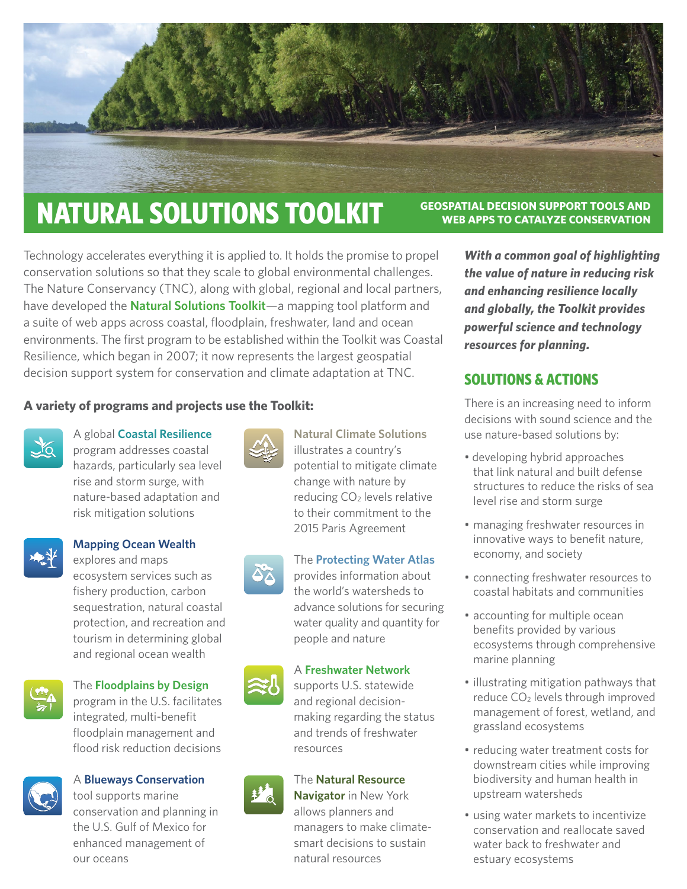# NATURAL SOLUTIONS TOOLKIT

**GEOSPATIAL DECISION SUPPORT TOOLS AND WEB APPS TO CATALYZE CONSERVATION**

Technology accelerates everything it is applied to. It holds the promise to propel conservation solutions so that they scale to global environmental challenges. The Nature Conservancy (TNC), along with global, regional and local partners, have developed the **Natural Solutions Toolkit**—a mapping tool platform and a suite of web apps across coastal, floodplain, freshwater, land and ocean environments. The first program to be established within the Toolkit was Coastal Resilience, which began in 2007; it now represents the largest geospatial decision support system for conservation and climate adaptation at TNC.

### A variety of programs and projects use the Toolkit:

A global **Coastal Resilience** program addresses coastal hazards, particularly sea level rise and storm surge, with nature-based adaptation and risk mitigation solutions

**Mapping Ocean Wealth** explores and maps ecosystem services such as fishery production, carbon sequestration, natural coastal protection, and recreation and tourism in determining global and regional ocean wealth

The **Floodplains by Design** program in the U.S. facilitates integrated, multi-benefit floodplain management and flood risk reduction decisions

A **Blueways Conservation** tool supports marine conservation and planning in the U.S. Gulf of Mexico for enhanced management of our oceans

**Natural Climate Solutions** illustrates a country's potential to mitigate climate change with nature by reducing $CO_2$ levels relative to their commitment to the 2015 Paris Agreement

The **Protecting Water Atlas** provides information about the world's watersheds to advance solutions for securing water quality and quantity for people and nature

A **Freshwater Network** supports U.S. statewide and regional decision-making regarding the status and trends of freshwater resources

The **Natural Resource Navigator** in New York allows planners and managers to make climate-smart decisions to sustain natural resources

***With a common goal of highlighting the value of nature in reducing risk and enhancing resilience locally and globally, the Toolkit provides powerful science and technology resources for planning.***

## SOLUTIONS & ACTIONS

There is an increasing need to inform decisions with sound science and the use nature-based solutions by:

- developing hybrid approaches that link natural and built defense structures to reduce the risks of sea level rise and storm surge
- managing freshwater resources in innovative ways to benefit nature, economy, and society
- connecting freshwater resources to coastal habitats and communities
- accounting for multiple ocean benefits provided by various ecosystems through comprehensive marine planning
- illustrating mitigation pathways that reduce $CO_2$ levels through improved management of forest, wetland, and grassland ecosystems
- reducing water treatment costs for downstream cities while improving biodiversity and human health in upstream watersheds
- using water markets to incentivize conservation and reallocate saved water back to freshwater and estuary ecosystems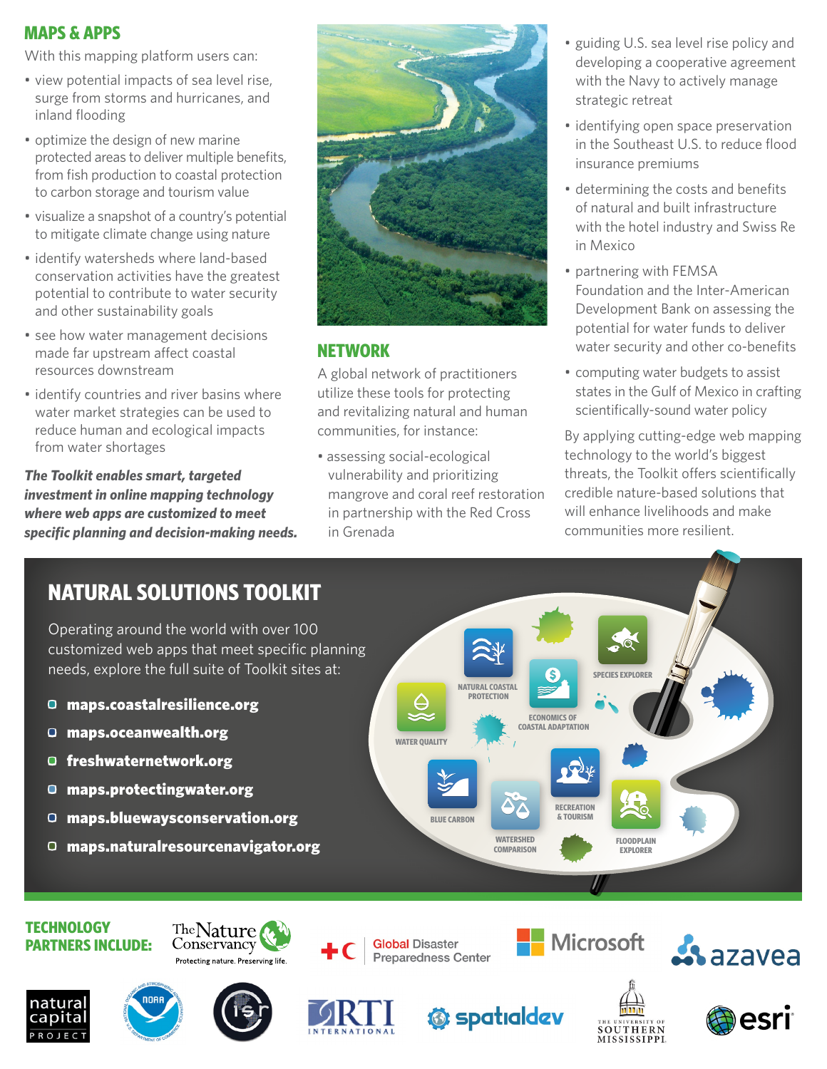## MAPS & APPS

With this mapping platform users can:

- view potential impacts of sea level rise, surge from storms and hurricanes, and inland flooding
- optimize the design of new marine protected areas to deliver multiple benefits, from fish production to coastal protection to carbon storage and tourism value
- visualize a snapshot of a country's potential to mitigate climate change using nature
- identify watersheds where land-based conservation activities have the greatest potential to contribute to water security and other sustainability goals
- see how water management decisions made far upstream affect coastal resources downstream
- identify countries and river basins where water market strategies can be used to reduce human and ecological impacts from water shortages

***The Toolkit enables smart, targeted investment in online mapping technology where web apps are customized to meet specific planning and decision-making needs.***

## NETWORK

A global network of practitioners utilize these tools for protecting and revitalizing natural and human communities, for instance:

- assessing social-ecological vulnerability and prioritizing mangrove and coral reef restoration in partnership with the Red Cross in Grenada
- guiding U.S. sea level rise policy and developing a cooperative agreement with the Navy to actively manage strategic retreat
- identifying open space preservation in the Southeast U.S. to reduce flood insurance premiums
- determining the costs and benefits of natural and built infrastructure with the hotel industry and Swiss Re in Mexico
- partnering with FEMSA Foundation and the Inter-American Development Bank on assessing the potential for water funds to deliver water security and other co-benefits
- computing water budgets to assist states in the Gulf of Mexico in crafting scientifically-sound water policy

By applying cutting-edge web mapping technology to the world's biggest threats, the Toolkit offers scientifically credible nature-based solutions that will enhance livelihoods and make communities more resilient.

## NATURAL SOLUTIONS TOOLKIT

Operating around the world with over 100 customized web apps that meet specific planning needs, explore the full suite of Toolkit sites at:

- **maps.coastalresilience.org**
- **maps.oceanwealth.org**
- **freshwaternetwork.org**
- **maps.protectingwater.org**
- **maps.bluewaysconservation.org**
- **maps.naturalresourcenavigator.org**

NATURAL COASTAL PROTECTION
SPECIES EXPLORER
ECONOMICS OF COASTAL ADAPTATION
WATER QUALITY
BLUE CARBON
RECREATION & TOURISM
WATERSHED COMPARISON
FLOODPLAIN EXPLORER

**TECHNOLOGY PARTNERS INCLUDE:**

The Nature Conservancy — Protecting nature. Preserving life.
Global Disaster Preparedness Center
Microsoft
azavea
natural capital PROJECT
NOAA
ISr
RTI International
spatialdev
The University of Southern Mississippi
esri